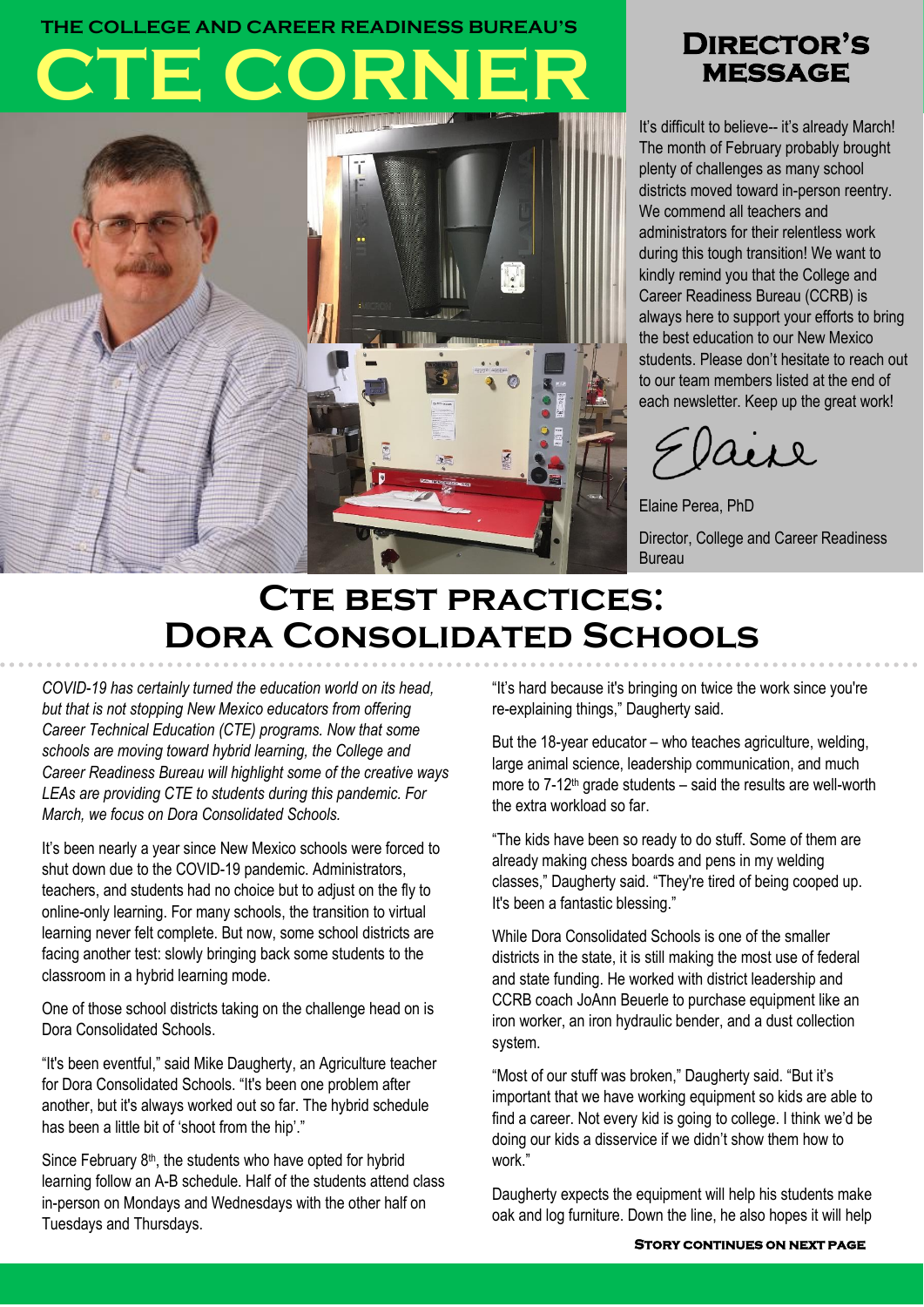THE COLLEGE AND CAREER READINESS BUREAU'S

# CTE CORNER

## Director's Message

It's difficult to believe-- it's already March! The month of February probably brought plenty of challenges as many school districts moved toward in-person reentry. We commend all teachers and administrators for their relentless work during this tough transition! We want to kindly remind you that the College and Career Readiness Bureau (CCRB) is always here to support your efforts to bring the best education to our New Mexico students. Please don't hesitate to reach out to our team members listed at the end of each newsletter. Keep up the great work!

Elaine

Elaine Perea, PhD

Director, College and Career Readiness Bureau

## CTE best practices: Dora Consolidated Schools

*COVID-19 has certainly turned the education world on its head, but that is not stopping New Mexico educators from offering Career Technical Education (CTE) programs. Now that some schools are moving toward hybrid learning, the College and Career Readiness Bureau will highlight some of the creative ways LEAs are providing CTE to students during this pandemic. For March, we focus on Dora Consolidated Schools.*

It's been nearly a year since New Mexico schools were forced to shut down due to the COVID-19 pandemic. Administrators, teachers, and students had no choice but to adjust on the fly to online-only learning. For many schools, the transition to virtual learning never felt complete. But now, some school districts are facing another test: slowly bringing back some students to the classroom in a hybrid learning mode.

One of those school districts taking on the challenge head on is Dora Consolidated Schools.

"It's been eventful," said Mike Daugherty, an Agriculture teacher for Dora Consolidated Schools. "It's been one problem after another, but it's always worked out so far. The hybrid schedule has been a little bit of 'shoot from the hip'."

Since February 8th, the students who have opted for hybrid learning follow an A-B schedule. Half of the students attend class in-person on Mondays and Wednesdays with the other half on Tuesdays and Thursdays.

"It's hard because it's bringing on twice the work since you're re-explaining things," Daugherty said.

But the 18-year educator – who teaches agriculture, welding, large animal science, leadership communication, and much more to 7-12th grade students – said the results are well-worth the extra workload so far.

"The kids have been so ready to do stuff. Some of them are already making chess boards and pens in my welding classes," Daugherty said. "They're tired of being cooped up. It's been a fantastic blessing."

While Dora Consolidated Schools is one of the smaller districts in the state, it is still making the most use of federal and state funding. He worked with district leadership and CCRB coach JoAnn Beuerle to purchase equipment like an iron worker, an iron hydraulic bender, and a dust collection system.

"Most of our stuff was broken," Daugherty said. "But it's important that we have working equipment so kids are able to find a career. Not every kid is going to college. I think we'd be doing our kids a disservice if we didn't show them how to work."

Daugherty expects the equipment will help his students make oak and log furniture. Down the line, he also hopes it will help

**STORY CONTINUES ON NEXT PAGE**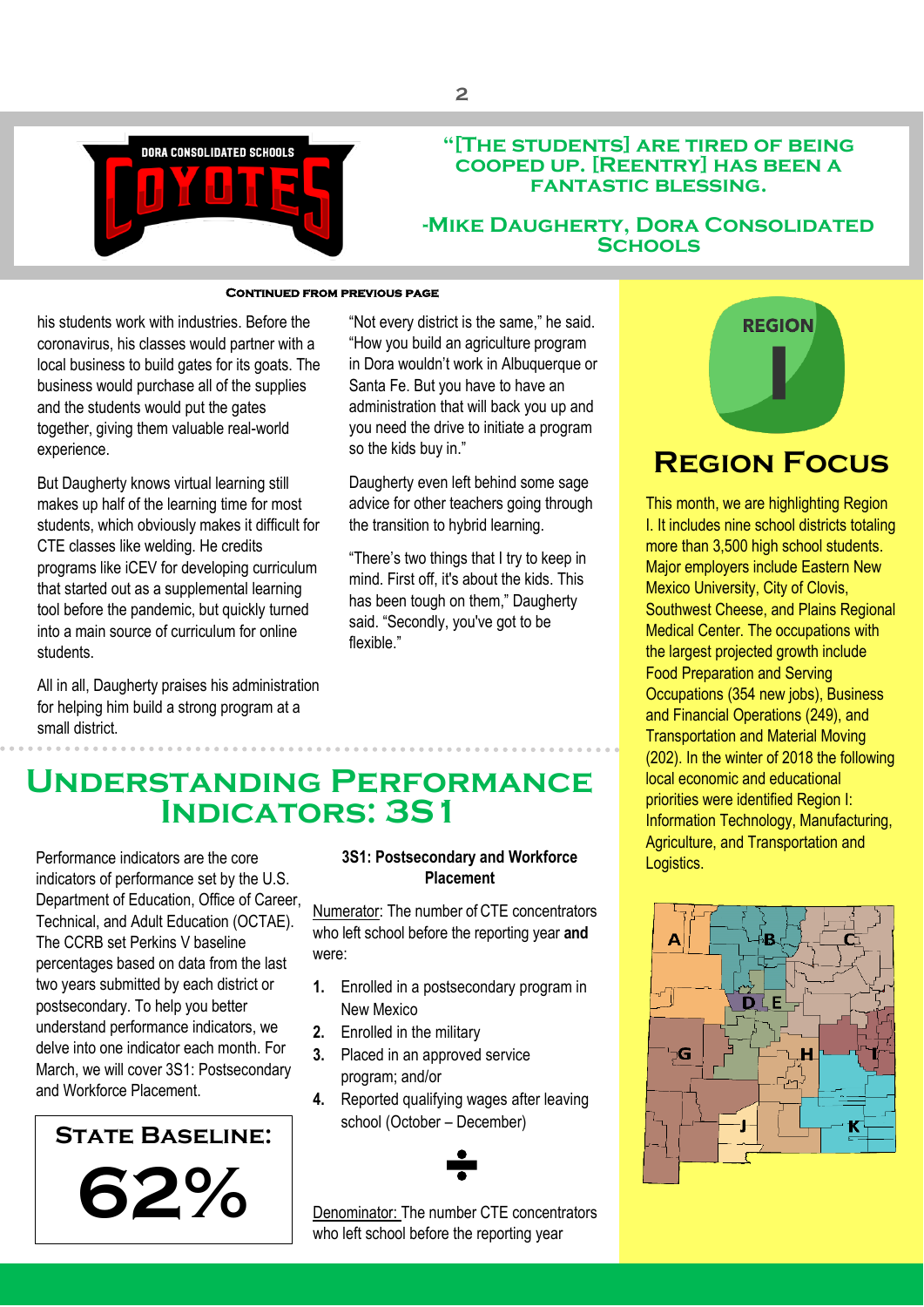DORA CONSOLIDATED SCHOOLS COYOTES

**"[The students] are tired of being cooped up. [Reentry] has been a fantastic blessing.**

**-Mike Daugherty, Dora Consolidated Schools**

**Continued from previous page**

his students work with industries. Before the coronavirus, his classes would partner with a local business to build gates for its goats. The business would purchase all of the supplies and the students would put the gates together, giving them valuable real-world experience.

But Daugherty knows virtual learning still makes up half of the learning time for most students, which obviously makes it difficult for CTE classes like welding. He credits programs like iCEV for developing curriculum that started out as a supplemental learning tool before the pandemic, but quickly turned into a main source of curriculum for online students.

All in all, Daugherty praises his administration for helping him build a strong program at a small district.

"Not every district is the same," he said. "How you build an agriculture program in Dora wouldn't work in Albuquerque or Santa Fe. But you have to have an administration that will back you up and you need the drive to initiate a program so the kids buy in."

Daugherty even left behind some sage advice for other teachers going through the transition to hybrid learning.

"There's two things that I try to keep in mind. First off, it's about the kids. This has been tough on them," Daugherty said. "Secondly, you've got to be flexible."

## Understanding Performance Indicators: 3S1

Performance indicators are the core indicators of performance set by the U.S. Department of Education, Office of Career, Technical, and Adult Education (OCTAE). The CCRB set Perkins V baseline percentages based on data from the last two years submitted by each district or postsecondary. To help you better understand performance indicators, we delve into one indicator each month. For March, we will cover 3S1: Postsecondary and Workforce Placement.

**State Baseline:**

**62%**

**3S1: Postsecondary and Workforce Placement**

Numerator: The number of CTE concentrators who left school before the reporting year **and** were:

1. Enrolled in a postsecondary program in New Mexico
2. Enrolled in the military
3. Placed in an approved service program; and/or
4. Reported qualifying wages after leaving school (October – December)

÷

Denominator: The number CTE concentrators who left school before the reporting year

REGION I

## Region Focus

This month, we are highlighting Region I. It includes nine school districts totaling more than 3,500 high school students. Major employers include Eastern New Mexico University, City of Clovis, Southwest Cheese, and Plains Regional Medical Center. The occupations with the largest projected growth include Food Preparation and Serving Occupations (354 new jobs), Business and Financial Operations (249), and Transportation and Material Moving (202). In the winter of 2018 the following local economic and educational priorities were identified Region I: Information Technology, Manufacturing, Agriculture, and Transportation and Logistics.

A B C D E G H I J K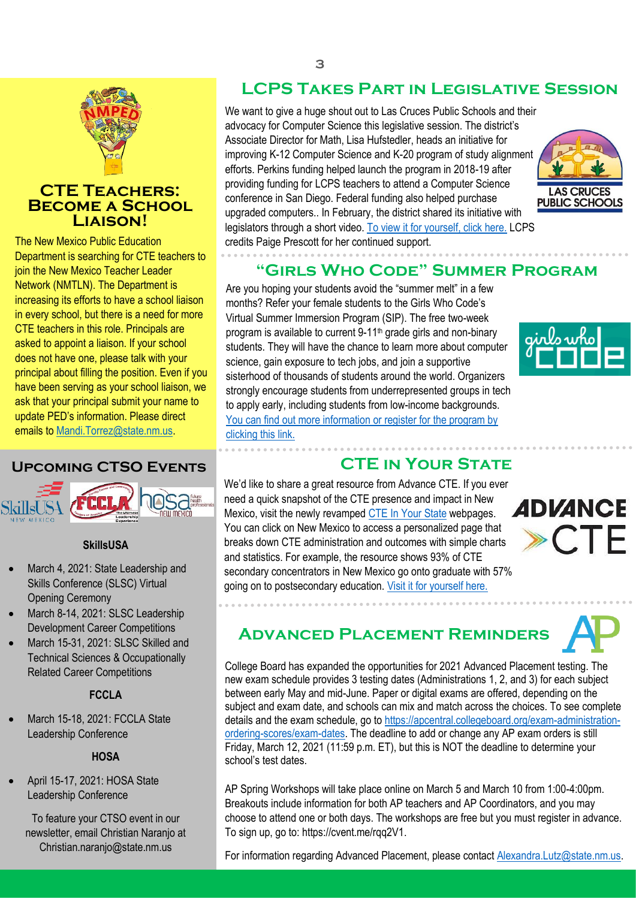## CTE Teachers: Become a School Liaison!

The New Mexico Public Education Department is searching for CTE teachers to join the New Mexico Teacher Leader Network (NMTLN). The Department is increasing its efforts to have a school liaison in every school, but there is a need for more CTE teachers in this role. Principals are asked to appoint a liaison. If your school does not have one, please talk with your principal about filling the position. Even if you have been serving as your school liaison, we ask that your principal submit your name to update PED's information. Please direct emails to Mandi.Torrez@state.nm.us.

## Upcoming CTSO Events

**SkillsUSA**

- March 4, 2021: State Leadership and Skills Conference (SLSC) Virtual Opening Ceremony
- March 8-14, 2021: SLSC Leadership Development Career Competitions
- March 15-31, 2021: SLSC Skilled and Technical Sciences & Occupationally Related Career Competitions

**FCCLA**

- March 15-18, 2021: FCCLA State Leadership Conference

**HOSA**

- April 15-17, 2021: HOSA State Leadership Conference

To feature your CTSO event in our newsletter, email Christian Naranjo at Christian.naranjo@state.nm.us

## LCPS Takes Part in Legislative Session

We want to give a huge shout out to Las Cruces Public Schools and their advocacy for Computer Science this legislative session. The district's Associate Director for Math, Lisa Hufstedler, heads an initiative for improving K-12 Computer Science and K-20 program of study alignment efforts. Perkins funding helped launch the program in 2018-19 after providing funding for LCPS teachers to attend a Computer Science conference in San Diego. Federal funding also helped purchase upgraded computers.. In February, the district shared its initiative with legislators through a short video. To view it for yourself, click here. LCPS credits Paige Prescott for her continued support.

## "Girls Who Code" Summer Program

Are you hoping your students avoid the "summer melt" in a few months? Refer your female students to the Girls Who Code's Virtual Summer Immersion Program (SIP). The free two-week program is available to current 9-11th grade girls and non-binary students. They will have the chance to learn more about computer science, gain exposure to tech jobs, and join a supportive sisterhood of thousands of students around the world. Organizers strongly encourage students from underrepresented groups in tech to apply early, including students from low-income backgrounds. You can find out more information or register for the program by clicking this link.

## CTE in Your State

We'd like to share a great resource from Advance CTE. If you ever need a quick snapshot of the CTE presence and impact in New Mexico, visit the newly revamped CTE In Your State webpages. You can click on New Mexico to access a personalized page that breaks down CTE administration and outcomes with simple charts and statistics. For example, the resource shows 93% of CTE secondary concentrators in New Mexico go onto graduate with 57% going on to postsecondary education. Visit it for yourself here.

## Advanced Placement Reminders

College Board has expanded the opportunities for 2021 Advanced Placement testing. The new exam schedule provides 3 testing dates (Administrations 1, 2, and 3) for each subject between early May and mid-June. Paper or digital exams are offered, depending on the subject and exam date, and schools can mix and match across the choices. To see complete details and the exam schedule, go to https://apcentral.collegeboard.org/exam-administration-ordering-scores/exam-dates. The deadline to add or change any AP exam orders is still Friday, March 12, 2021 (11:59 p.m. ET), but this is NOT the deadline to determine your school's test dates.

AP Spring Workshops will take place online on March 5 and March 10 from 1:00-4:00pm. Breakouts include information for both AP teachers and AP Coordinators, and you may choose to attend one or both days. The workshops are free but you must register in advance. To sign up, go to: https://cvent.me/rqq2V1.

For information regarding Advanced Placement, please contact Alexandra.Lutz@state.nm.us.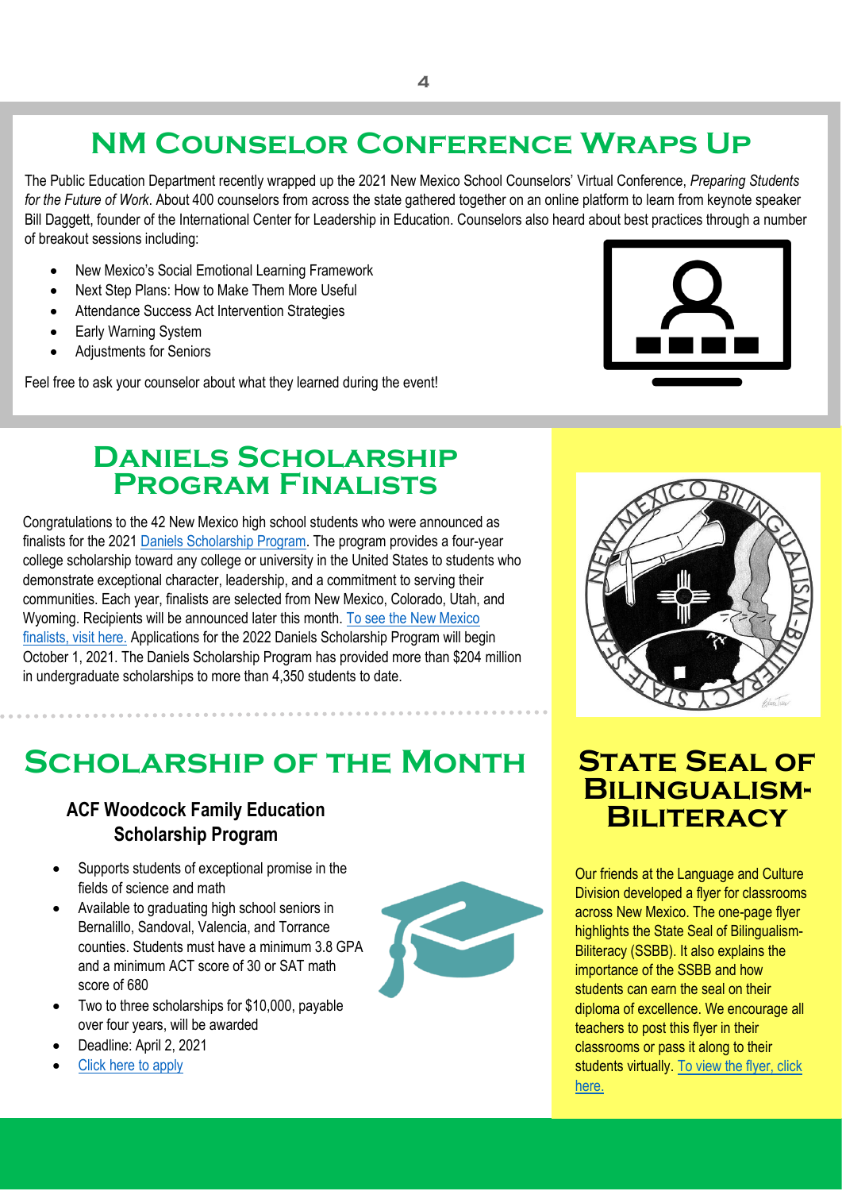# NM Counselor Conference Wraps Up

The Public Education Department recently wrapped up the 2021 New Mexico School Counselors' Virtual Conference, *Preparing Students for the Future of Work*. About 400 counselors from across the state gathered together on an online platform to learn from keynote speaker Bill Daggett, founder of the International Center for Leadership in Education. Counselors also heard about best practices through a number of breakout sessions including:

- New Mexico's Social Emotional Learning Framework
- Next Step Plans: How to Make Them More Useful
- Attendance Success Act Intervention Strategies
- Early Warning System
- Adjustments for Seniors

Feel free to ask your counselor about what they learned during the event!

# Daniels Scholarship Program Finalists

Congratulations to the 42 New Mexico high school students who were announced as finalists for the 2021 Daniels Scholarship Program. The program provides a four-year college scholarship toward any college or university in the United States to students who demonstrate exceptional character, leadership, and a commitment to serving their communities. Each year, finalists are selected from New Mexico, Colorado, Utah, and Wyoming. Recipients will be announced later this month. To see the New Mexico finalists, visit here. Applications for the 2022 Daniels Scholarship Program will begin October 1, 2021. The Daniels Scholarship Program has provided more than $204 million in undergraduate scholarships to more than 4,350 students to date.

# Scholarship of the Month

### ACF Woodcock Family Education Scholarship Program

- Supports students of exceptional promise in the fields of science and math
- Available to graduating high school seniors in Bernalillo, Sandoval, Valencia, and Torrance counties. Students must have a minimum 3.8 GPA and a minimum ACT score of 30 or SAT math score of 680
- Two to three scholarships for $10,000, payable over four years, will be awarded
- Deadline: April 2, 2021
- Click here to apply

# State Seal of Bilingualism-Biliteracy

Our friends at the Language and Culture Division developed a flyer for classrooms across New Mexico. The one-page flyer highlights the State Seal of Bilingualism-Biliteracy (SSBB). It also explains the importance of the SSBB and how students can earn the seal on their diploma of excellence. We encourage all teachers to post this flyer in their classrooms or pass it along to their students virtually. To view the flyer, click here.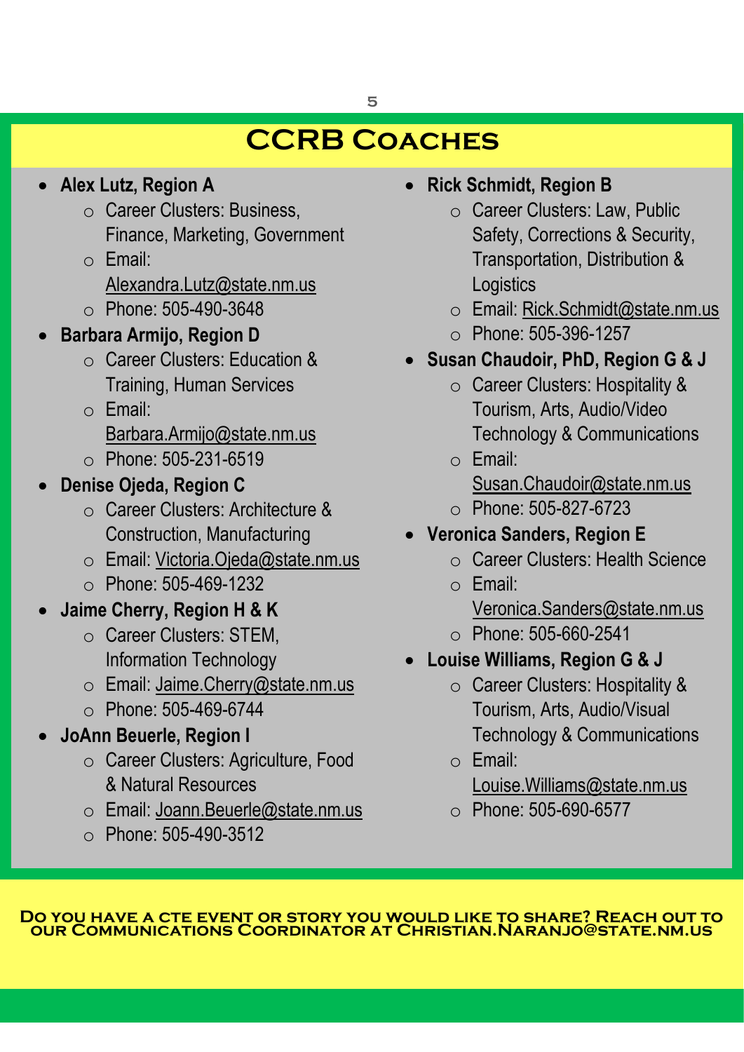# CCRB Coaches

- **Alex Lutz, Region A**
  - Career Clusters: Business, Finance, Marketing, Government
  - Email: Alexandra.Lutz@state.nm.us
  - Phone: 505-490-3648
- **Barbara Armijo, Region D**
  - Career Clusters: Education & Training, Human Services
  - Email: Barbara.Armijo@state.nm.us
  - Phone: 505-231-6519
- **Denise Ojeda, Region C**
  - Career Clusters: Architecture & Construction, Manufacturing
  - Email: Victoria.Ojeda@state.nm.us
  - Phone: 505-469-1232
- **Jaime Cherry, Region H & K**
  - Career Clusters: STEM, Information Technology
  - Email: Jaime.Cherry@state.nm.us
  - Phone: 505-469-6744
- **JoAnn Beuerle, Region I**
  - Career Clusters: Agriculture, Food & Natural Resources
  - Email: Joann.Beuerle@state.nm.us
  - Phone: 505-490-3512
- **Rick Schmidt, Region B**
  - Career Clusters: Law, Public Safety, Corrections & Security, Transportation, Distribution & Logistics
  - Email: Rick.Schmidt@state.nm.us
  - Phone: 505-396-1257
- **Susan Chaudoir, PhD, Region G & J**
  - Career Clusters: Hospitality & Tourism, Arts, Audio/Video Technology & Communications
  - Email: Susan.Chaudoir@state.nm.us
  - Phone: 505-827-6723
- **Veronica Sanders, Region E**
  - Career Clusters: Health Science
  - Email: Veronica.Sanders@state.nm.us
  - Phone: 505-660-2541
- **Louise Williams, Region G & J**
  - Career Clusters: Hospitality & Tourism, Arts, Audio/Visual Technology & Communications
  - Email: Louise.Williams@state.nm.us
  - Phone: 505-690-6577

**Do you have a CTE event or story you would like to share? Reach out to our Communications Coordinator at Christian.Naranjo@state.nm.us**